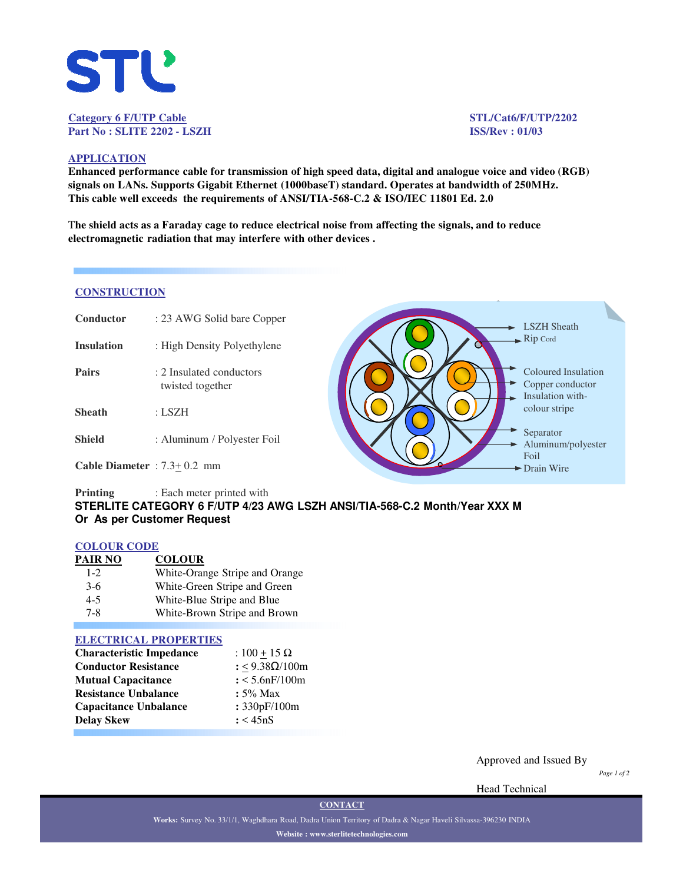**Category 6 F/UTP Cable**
**Part No : SLITE 2202 - LSZH**

**STL/Cat6/F/UTP/2202**
**ISS/Rev : 01/03**

## APPLICATION

**Enhanced performance cable for transmission of high speed data, digital and analogue voice and video (RGB) signals on LANs. Supports Gigabit Ethernet (1000baseT) standard. Operates at bandwidth of 250MHz. This cable well exceeds the requirements of ANSI/TIA-568-C.2 & ISO/IEC 11801 Ed. 2.0**

**The shield acts as a Faraday cage to reduce electrical noise from affecting the signals, and to reduce electromagnetic radiation that may interfere with other devices .**

## CONSTRUCTION

| | |
|---|---|
| **Conductor** | : 23 AWG Solid bare Copper |
| **Insulation** | : High Density Polyethylene |
| **Pairs** | : 2 Insulated conductors twisted together |
| **Sheath** | : LSZH |
| **Shield** | : Aluminum / Polyester Foil |
| **Cable Diameter** | : 7.3± 0.2 mm |

LSZH Sheath
Rip Cord
Coloured Insulation
Copper conductor
Insulation with-colour stripe
Separator
Aluminum/polyester Foil
Drain Wire

**Printing** : Each meter printed with
**STERLITE CATEGORY 6 F/UTP 4/23 AWG LSZH ANSI/TIA-568-C.2 Month/Year XXX M**
**Or As per Customer Request**

## COLOUR CODE

| PAIR NO | COLOUR |
|---|---|
| 1-2 | White-Orange Stripe and Orange |
| 3-6 | White-Green Stripe and Green |
| 4-5 | White-Blue Stripe and Blue |
| 7-8 | White-Brown Stripe and Brown |

## ELECTRICAL PROPERTIES

| | |
|---|---|
| **Characteristic Impedance** | : 100 ± 15 Ω |
| **Conductor Resistance** | : ≤ 9.38Ω/100m |
| **Mutual Capacitance** | : < 5.6nF/100m |
| **Resistance Unbalance** | : 5% Max |
| **Capacitance Unbalance** | : 330pF/100m |
| **Delay Skew** | : < 45nS |

Approved and Issued By

Head Technical

**CONTACT**

**Works:** Survey No. 33/1/1, Waghdhara Road, Dadra Union Territory of Dadra & Nagar Haveli Silvassa-396230 INDIA

**Website : www.sterlitetechnologies.com**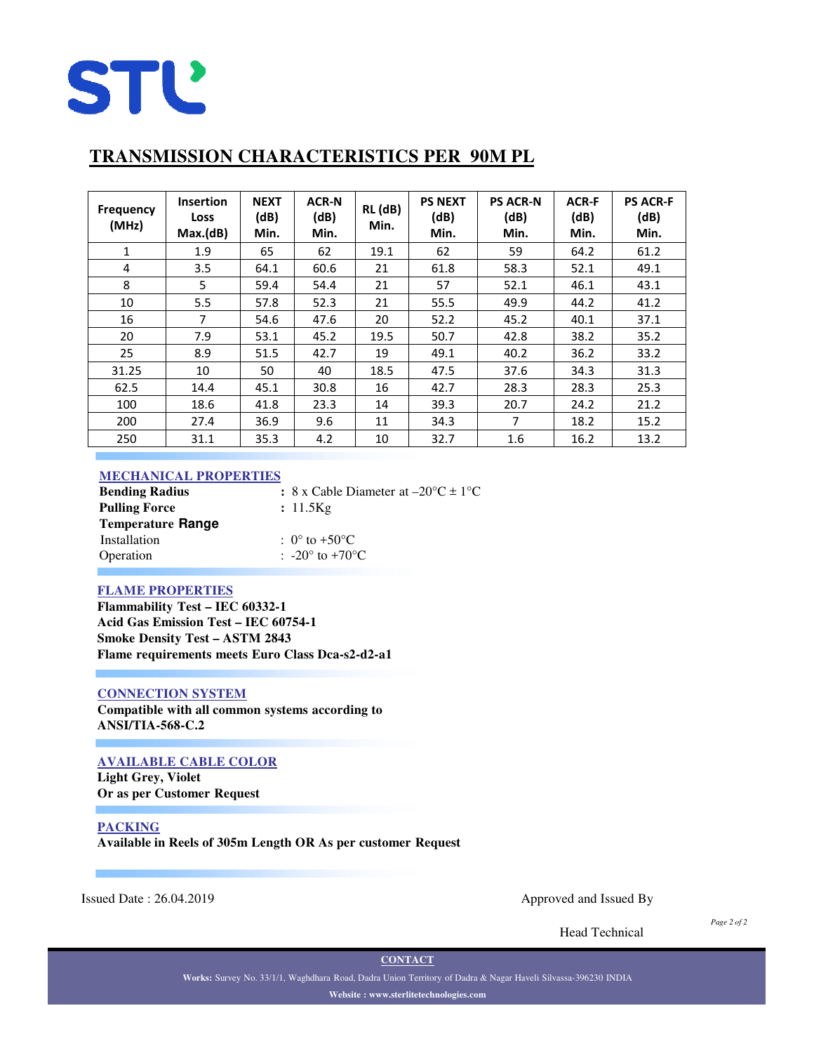# TRANSMISSION CHARACTERISTICS PER 90M PL

| Frequency (MHz) | Insertion Loss Max.(dB) | NEXT (dB) Min. | ACR-N (dB) Min. | RL (dB) Min. | PS NEXT (dB) Min. | PS ACR-N (dB) Min. | ACR-F (dB) Min. | PS ACR-F (dB) Min. |
|---|---|---|---|---|---|---|---|---|
| 1 | 1.9 | 65 | 62 | 19.1 | 62 | 59 | 64.2 | 61.2 |
| 4 | 3.5 | 64.1 | 60.6 | 21 | 61.8 | 58.3 | 52.1 | 49.1 |
| 8 | 5 | 59.4 | 54.4 | 21 | 57 | 52.1 | 46.1 | 43.1 |
| 10 | 5.5 | 57.8 | 52.3 | 21 | 55.5 | 49.9 | 44.2 | 41.2 |
| 16 | 7 | 54.6 | 47.6 | 20 | 52.2 | 45.2 | 40.1 | 37.1 |
| 20 | 7.9 | 53.1 | 45.2 | 19.5 | 50.7 | 42.8 | 38.2 | 35.2 |
| 25 | 8.9 | 51.5 | 42.7 | 19 | 49.1 | 40.2 | 36.2 | 33.2 |
| 31.25 | 10 | 50 | 40 | 18.5 | 47.5 | 37.6 | 34.3 | 31.3 |
| 62.5 | 14.4 | 45.1 | 30.8 | 16 | 42.7 | 28.3 | 28.3 | 25.3 |
| 100 | 18.6 | 41.8 | 23.3 | 14 | 39.3 | 20.7 | 24.2 | 21.2 |
| 200 | 27.4 | 36.9 | 9.6 | 11 | 34.3 | 7 | 18.2 | 15.2 |
| 250 | 31.1 | 35.3 | 4.2 | 10 | 32.7 | 1.6 | 16.2 | 13.2 |

## MECHANICAL PROPERTIES

**Bending Radius** : 8 x Cable Diameter at –20°C ± 1°C
**Pulling Force** : 11.5Kg
**Temperature Range**
Installation : 0° to +50°C
Operation : -20° to +70°C

## FLAME PROPERTIES

**Flammability Test – IEC 60332-1**
**Acid Gas Emission Test – IEC 60754-1**
**Smoke Density Test – ASTM 2843**
**Flame requirements meets Euro Class Dca-s2-d2-a1**

## CONNECTION SYSTEM

**Compatible with all common systems according to ANSI/TIA-568-C.2**

## AVAILABLE CABLE COLOR

**Light Grey, Violet**
**Or as per Customer Request**

## PACKING

**Available in Reels of 305m Length OR As per customer Request**

Issued Date : 26.04.2019

Approved and Issued By

Head Technical

**CONTACT**

**Works:** Survey No. 33/1/1, Waghdhara Road, Dadra Union Territory of Dadra & Nagar Haveli Silvassa-396230 INDIA

**Website : www.sterlitetechnologies.com**